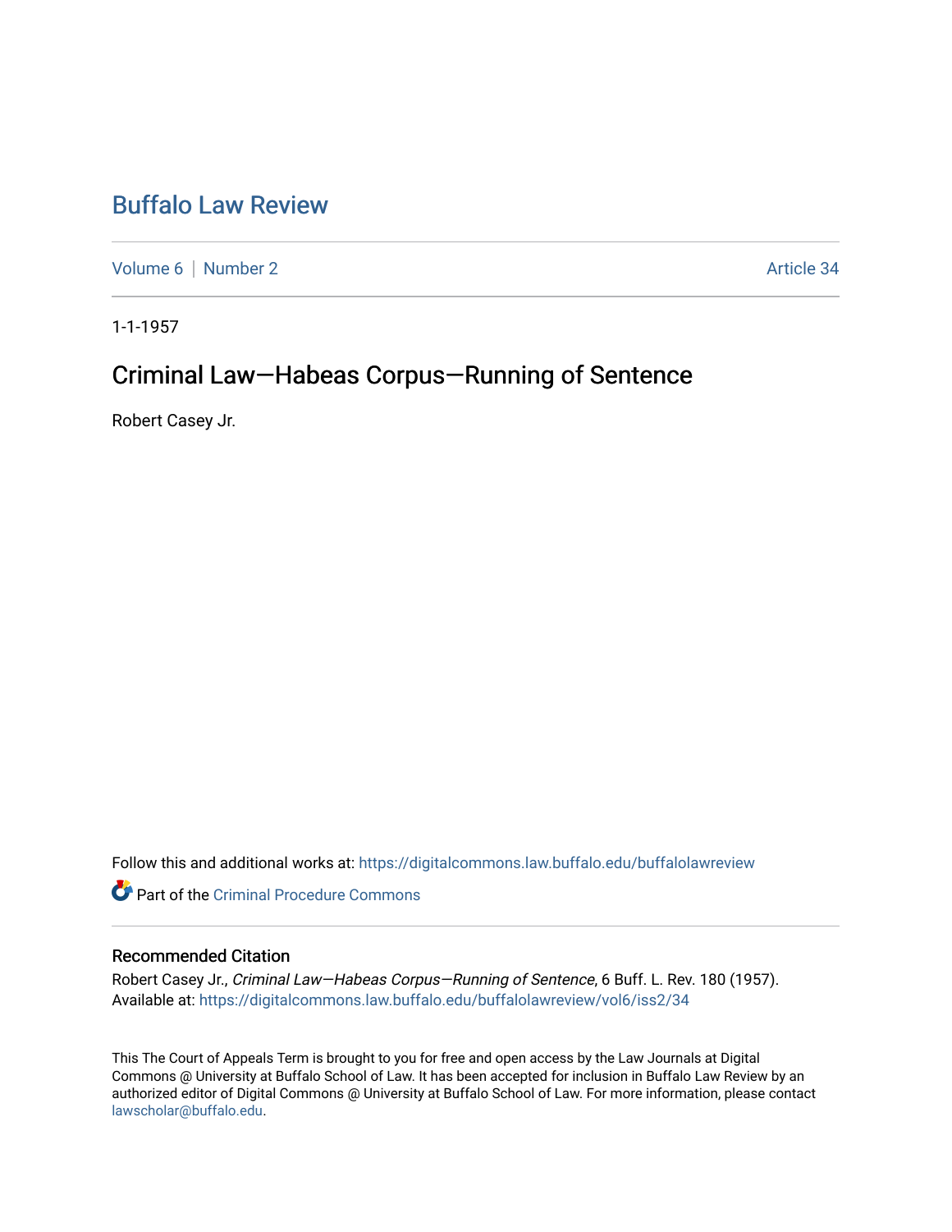# Buffalo Law Review

Volume 6 | Number 2 | Article 34

1-1-1957

## Criminal Law—Habeas Corpus—Running of Sentence

Robert Casey Jr.

Follow this and additional works at: https://digitalcommons.law.buffalo.edu/buffalolawreview

Part of the Criminal Procedure Commons

### Recommended Citation

Robert Casey Jr., *Criminal Law—Habeas Corpus—Running of Sentence*, 6 Buff. L. Rev. 180 (1957).
Available at: https://digitalcommons.law.buffalo.edu/buffalolawreview/vol6/iss2/34

This The Court of Appeals Term is brought to you for free and open access by the Law Journals at Digital Commons @ University at Buffalo School of Law. It has been accepted for inclusion in Buffalo Law Review by an authorized editor of Digital Commons @ University at Buffalo School of Law. For more information, please contact lawscholar@buffalo.edu.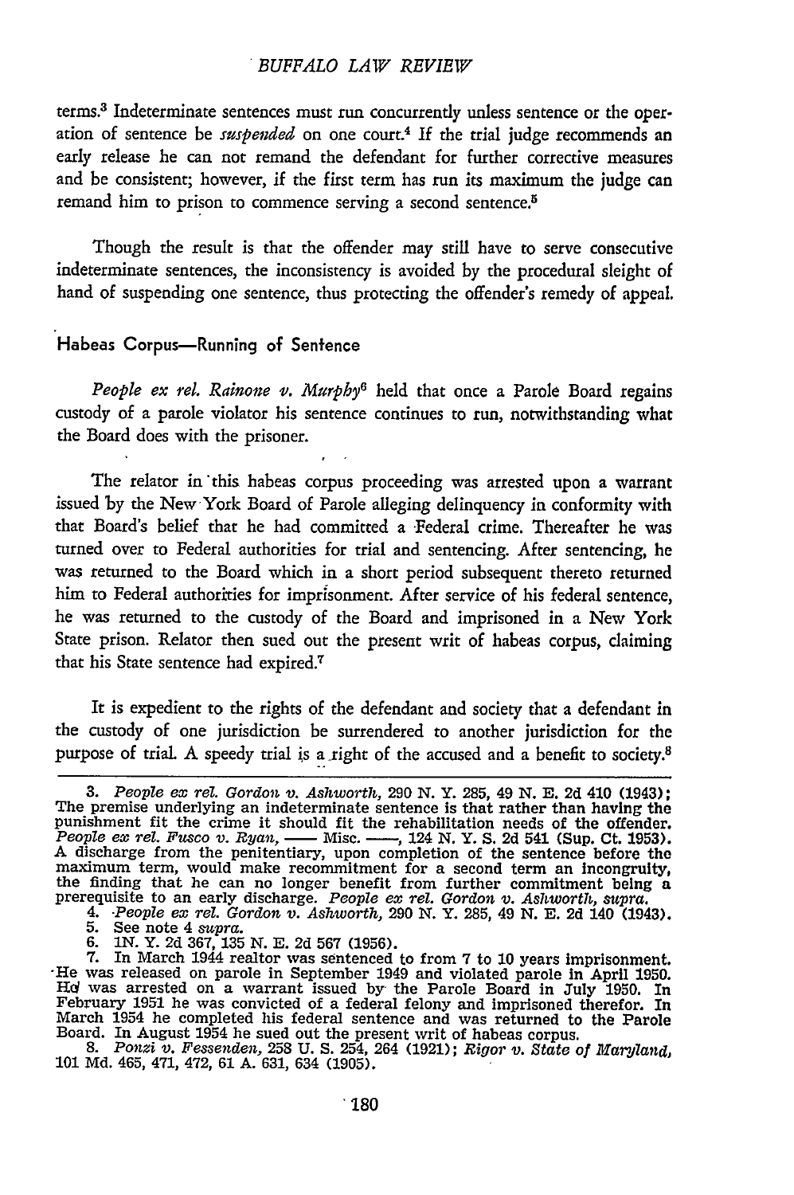terms.[3] Indeterminate sentences must run concurrently unless sentence or the operation of sentence be *suspended* on one court.[4] If the trial judge recommends an early release he can not remand the defendant for further corrective measures and be consistent; however, if the first term has run its maximum the judge can remand him to prison to commence serving a second sentence.[5]

Though the result is that the offender may still have to serve consecutive indeterminate sentences, the inconsistency is avoided by the procedural sleight of hand of suspending one sentence, thus protecting the offender's remedy of appeal.

## Habeas Corpus—Running of Sentence

*People ex rel. Rainone v. Murphy*[6] held that once a Parole Board regains custody of a parole violator his sentence continues to run, notwithstanding what the Board does with the prisoner.

The relator in this habeas corpus proceeding was arrested upon a warrant issued by the New York Board of Parole alleging delinquency in conformity with that Board's belief that he had committed a Federal crime. Thereafter he was turned over to Federal authorities for trial and sentencing. After sentencing, he was returned to the Board which in a short period subsequent thereto returned him to Federal authorities for imprisonment. After service of his federal sentence, he was returned to the custody of the Board and imprisoned in a New York State prison. Relator then sued out the present writ of habeas corpus, claiming that his State sentence had expired.[7]

It is expedient to the rights of the defendant and society that a defendant in the custody of one jurisdiction be surrendered to another jurisdiction for the purpose of trial. A speedy trial is a right of the accused and a benefit to society.[8]

---

3. *People ex rel. Gordon v. Ashworth*, 290 N. Y. 285, 49 N. E. 2d 410 (1943); The premise underlying an indeterminate sentence is that rather than having the punishment fit the crime it should fit the rehabilitation needs of the offender. *People ex rel. Fusco v. Ryan*, —— Misc. ——, 124 N. Y. S. 2d 541 (Sup. Ct. 1953). A discharge from the penitentiary, upon completion of the sentence before the maximum term, would make recommitment for a second term an incongruity, the finding that he can no longer benefit from further commitment being a prerequisite to an early discharge. *People ex rel. Gordon v. Ashworth*, *supra*.

4. *People ex rel. Gordon v. Ashworth*, 290 N. Y. 285, 49 N. E. 2d 140 (1943).

5. See note 4 *supra*.

6. 1N. Y. 2d 367, 135 N. E. 2d 567 (1956).

7. In March 1944 realtor was sentenced to from 7 to 10 years imprisonment. He was released on parole in September 1949 and violated parole in April 1950. He was arrested on a warrant issued by the Parole Board in July 1950. In February 1951 he was convicted of a federal felony and imprisoned therefor. In March 1954 he completed his federal sentence and was returned to the Parole Board. In August 1954 he sued out the present writ of habeas corpus.

8. *Ponzi v. Fessenden*, 258 U. S. 254, 264 (1921); *Rigor v. State of Maryland*, 101 Md. 465, 471, 472, 61 A. 631, 634 (1905).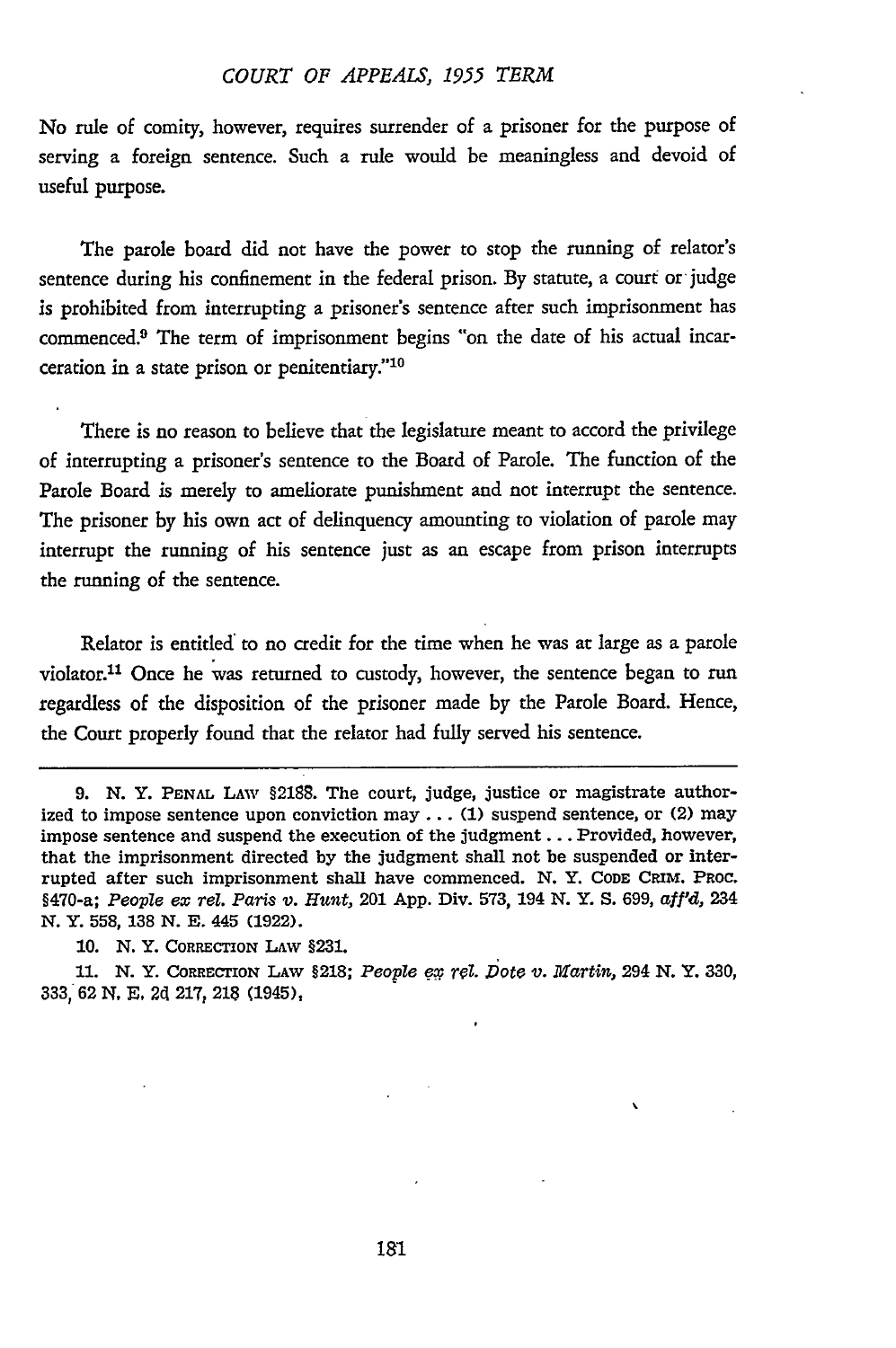No rule of comity, however, requires surrender of a prisoner for the purpose of serving a foreign sentence. Such a rule would be meaningless and devoid of useful purpose.

The parole board did not have the power to stop the running of relator's sentence during his confinement in the federal prison. By statute, a court or judge is prohibited from interrupting a prisoner's sentence after such imprisonment has commenced.[9] The term of imprisonment begins "on the date of his actual incarceration in a state prison or penitentiary."[10]

There is no reason to believe that the legislature meant to accord the privilege of interrupting a prisoner's sentence to the Board of Parole. The function of the Parole Board is merely to ameliorate punishment and not interrupt the sentence. The prisoner by his own act of delinquency amounting to violation of parole may interrupt the running of his sentence just as an escape from prison interrupts the running of the sentence.

Relator is entitled to no credit for the time when he was at large as a parole violator.[11] Once he was returned to custody, however, the sentence began to run regardless of the disposition of the prisoner made by the Parole Board. Hence, the Court properly found that the relator had fully served his sentence.

---

9. N. Y. PENAL LAW §2188. The court, judge, justice or magistrate authorized to impose sentence upon conviction may . . . (1) suspend sentence, or (2) may impose sentence and suspend the execution of the judgment . . . Provided, however, that the imprisonment directed by the judgment shall not be suspended or interrupted after such imprisonment shall have commenced. N. Y. CODE CRIM. PROC. §470-a; *People ex rel. Paris v. Hunt*, 201 App. Div. 573, 194 N. Y. S. 699, *aff'd*, 234 N. Y. 558, 138 N. E. 445 (1922).

10. N. Y. CORRECTION LAW §231.

11. N. Y. CORRECTION LAW §218; *People ex rel. Dote v. Martin*, 294 N. Y. 330, 333, 62 N. E. 2d 217, 218 (1945).